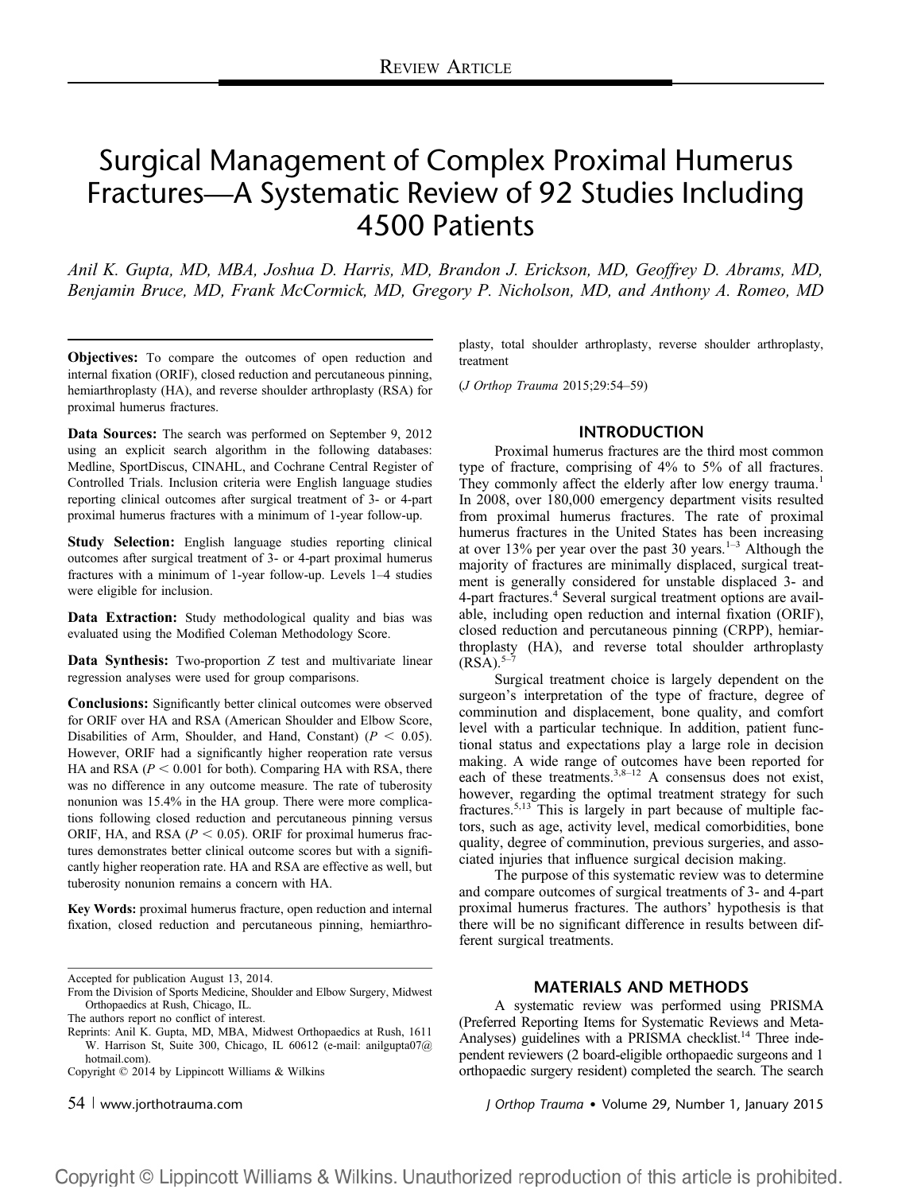REVIEW ARTICLE

# Surgical Management of Complex Proximal Humerus Fractures—A Systematic Review of 92 Studies Including 4500 Patients

*Anil K. Gupta, MD, MBA, Joshua D. Harris, MD, Brandon J. Erickson, MD, Geoffrey D. Abrams, MD, Benjamin Bruce, MD, Frank McCormick, MD, Gregory P. Nicholson, MD, and Anthony A. Romeo, MD*

**Objectives:** To compare the outcomes of open reduction and internal fixation (ORIF), closed reduction and percutaneous pinning, hemiarthroplasty (HA), and reverse shoulder arthroplasty (RSA) for proximal humerus fractures.

**Data Sources:** The search was performed on September 9, 2012 using an explicit search algorithm in the following databases: Medline, SportDiscus, CINAHL, and Cochrane Central Register of Controlled Trials. Inclusion criteria were English language studies reporting clinical outcomes after surgical treatment of 3- or 4-part proximal humerus fractures with a minimum of 1-year follow-up.

**Study Selection:** English language studies reporting clinical outcomes after surgical treatment of 3- or 4-part proximal humerus fractures with a minimum of 1-year follow-up. Levels 1–4 studies were eligible for inclusion.

**Data Extraction:** Study methodological quality and bias was evaluated using the Modified Coleman Methodology Score.

**Data Synthesis:** Two-proportion $Z$ test and multivariate linear regression analyses were used for group comparisons.

**Conclusions:** Significantly better clinical outcomes were observed for ORIF over HA and RSA (American Shoulder and Elbow Score, Disabilities of Arm, Shoulder, and Hand, Constant) ($P < 0.05$). However, ORIF had a significantly higher reoperation rate versus HA and RSA ($P < 0.001$ for both). Comparing HA with RSA, there was no difference in any outcome measure. The rate of tuberosity nonunion was 15.4% in the HA group. There were more complications following closed reduction and percutaneous pinning versus ORIF, HA, and RSA ($P < 0.05$). ORIF for proximal humerus fractures demonstrates better clinical outcome scores but with a significantly higher reoperation rate. HA and RSA are effective as well, but tuberosity nonunion remains a concern with HA.

**Key Words:** proximal humerus fracture, open reduction and internal fixation, closed reduction and percutaneous pinning, hemiarthroplasty, total shoulder arthroplasty, reverse shoulder arthroplasty, treatment

(*J Orthop Trauma* 2015;29:54–59)

Accepted for publication August 13, 2014.

From the Division of Sports Medicine, Shoulder and Elbow Surgery, Midwest Orthopaedics at Rush, Chicago, IL.

The authors report no conflict of interest.

Reprints: Anil K. Gupta, MD, MBA, Midwest Orthopaedics at Rush, 1611 W. Harrison St, Suite 300, Chicago, IL 60612 (e-mail: anilgupta07@hotmail.com).

Copyright © 2014 by Lippincott Williams & Wilkins

## INTRODUCTION

Proximal humerus fractures are the third most common type of fracture, comprising of 4% to 5% of all fractures. They commonly affect the elderly after low energy trauma.[1] In 2008, over 180,000 emergency department visits resulted from proximal humerus fractures. The rate of proximal humerus fractures in the United States has been increasing at over 13% per year over the past 30 years.[1–3] Although the majority of fractures are minimally displaced, surgical treatment is generally considered for unstable displaced 3- and 4-part fractures.[4] Several surgical treatment options are available, including open reduction and internal fixation (ORIF), closed reduction and percutaneous pinning (CRPP), hemiarthroplasty (HA), and reverse total shoulder arthroplasty (RSA).[5–7]

Surgical treatment choice is largely dependent on the surgeon's interpretation of the type of fracture, degree of comminution and displacement, bone quality, and comfort level with a particular technique. In addition, patient functional status and expectations play a large role in decision making. A wide range of outcomes has been reported for each of these treatments.[3,8–12] A consensus does not exist, however, regarding the optimal treatment strategy for such fractures.[5,13] This is largely in part because of multiple factors, such as age, activity level, medical comorbidities, bone quality, degree of comminution, previous surgeries, and associated injuries that influence surgical decision making.

The purpose of this systematic review was to determine and compare outcomes of surgical treatments of 3- and 4-part proximal humerus fractures. The authors' hypothesis is that there will be no significant difference in results between different surgical treatments.

## MATERIALS AND METHODS

A systematic review was performed using PRISMA (Preferred Reporting Items for Systematic Reviews and Meta-Analyses) guidelines with a PRISMA checklist.[14] Three independent reviewers (2 board-eligible orthopaedic surgeons and 1 orthopaedic surgery resident) completed the search. The search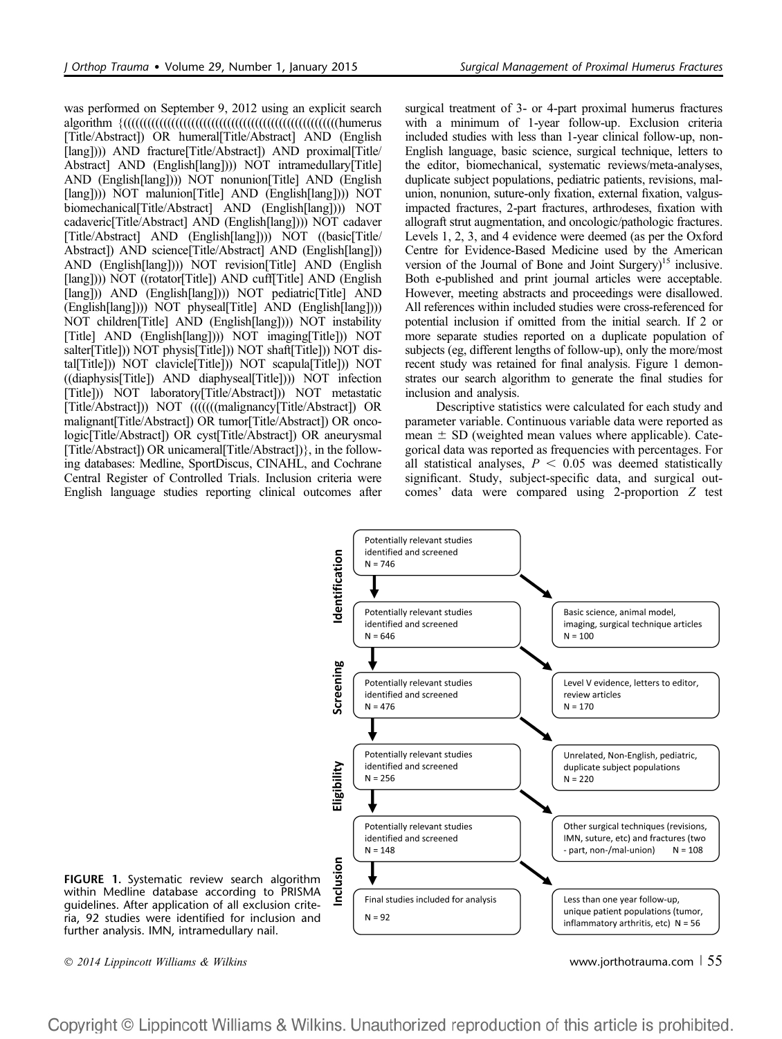was performed on September 9, 2012 using an explicit search algorithm {(((((((((((((((((((((((((((((((((((((((((((((((((humerus [Title/Abstract]) OR humeral[Title/Abstract] AND (English [lang]))) AND fracture[Title/Abstract]) AND proximal[Title/Abstract] AND (English[lang]))) NOT intramedullary[Title] AND (English[lang]))) NOT nonunion[Title] AND (English [lang]))) NOT malunion[Title] AND (English[lang]))) NOT biomechanical[Title/Abstract] AND (English[lang]))) NOT cadaveric[Title/Abstract] AND (English[lang]))) NOT cadaver [Title/Abstract] AND (English[lang]))) NOT ((basic[Title/Abstract]) AND science[Title/Abstract] AND (English[lang])) AND (English[lang]))) NOT revision[Title] AND (English [lang]))) NOT ((rotator[Title]) AND cuff[Title] AND (English [lang])) AND (English[lang]))) NOT pediatric[Title] AND (English[lang]))) NOT physeal[Title] AND (English[lang]))) NOT children[Title] AND (English[lang]))) NOT instability [Title] AND (English[lang]))) NOT imaging[Title])) NOT salter[Title])) NOT physis[Title])) NOT shaft[Title])) NOT distal[Title])) NOT clavicle[Title])) NOT scapula[Title])) NOT ((diaphysis[Title]) AND diaphyseal[Title]))) NOT infection [Title])) NOT laboratory[Title/Abstract])) NOT metastatic [Title/Abstract])) NOT (((((((malignancy[Title/Abstract]) OR malignant[Title/Abstract]) OR tumor[Title/Abstract]) OR oncologic[Title/Abstract]) OR cyst[Title/Abstract]) OR aneurysmal [Title/Abstract]) OR unicameral[Title/Abstract])}, in the following databases: Medline, SportDiscus, CINAHL, and Cochrane Central Register of Controlled Trials. Inclusion criteria were English language studies reporting clinical outcomes after surgical treatment of 3- or 4-part proximal humerus fractures with a minimum of 1-year follow-up. Exclusion criteria included studies with less than 1-year clinical follow-up, non-English language, basic science, surgical technique, letters to the editor, biomechanical, systematic reviews/meta-analyses, duplicate subject populations, pediatric patients, revisions, malunion, nonunion, suture-only fixation, external fixation, valgus-impacted fractures, 2-part fractures, arthrodeses, fixation with allograft strut augmentation, and oncologic/pathologic fractures. Levels 1, 2, 3, and 4 evidence were deemed (as per the Oxford Centre for Evidence-Based Medicine used by the American version of the Journal of Bone and Joint Surgery)[15] inclusive. Both e-published and print journal articles were acceptable. However, meeting abstracts and proceedings were disallowed. All references within included studies were cross-referenced for potential inclusion if omitted from the initial search. If 2 or more separate studies reported on a duplicate population of subjects (eg, different lengths of follow-up), only the more/most recent study was retained for final analysis. Figure 1 demonstrates our search algorithm to generate the final studies for inclusion and analysis.

Descriptive statistics were calculated for each study and parameter variable. Continuous variable data were reported as mean ± SD (weighted mean values where applicable). Categorical data was reported as frequencies with percentages. For all statistical analyses, $P < 0.05$ was deemed statistically significant. Study, subject-specific data, and surgical outcomes' data were compared using 2-proportion $Z$ test

**Identification**

Potentially relevant studies identified and screened N = 746

Potentially relevant studies identified and screened N = 646 — Excluded: Basic science, animal model, imaging, surgical technique articles N = 100

**Screening**

Potentially relevant studies identified and screened N = 476 — Excluded: Level V evidence, letters to editor, review articles N = 170

**Eligibility**

Potentially relevant studies identified and screened N = 256 — Excluded: Unrelated, Non-English, pediatric, duplicate subject populations N = 220

Potentially relevant studies identified and screened N = 148 — Excluded: Other surgical techniques (revisions, IMN, suture, etc) and fractures (two - part, non-/mal-union) N = 108

**Inclusion**

Final studies included for analysis N = 92 — Excluded: Less than one year follow-up, unique patient populations (tumor, inflammatory arthritis, etc) N = 56

**FIGURE 1.** Systematic review search algorithm within Medline database according to PRISMA guidelines. After application of all exclusion criteria, 92 studies were identified for inclusion and further analysis. IMN, intramedullary nail.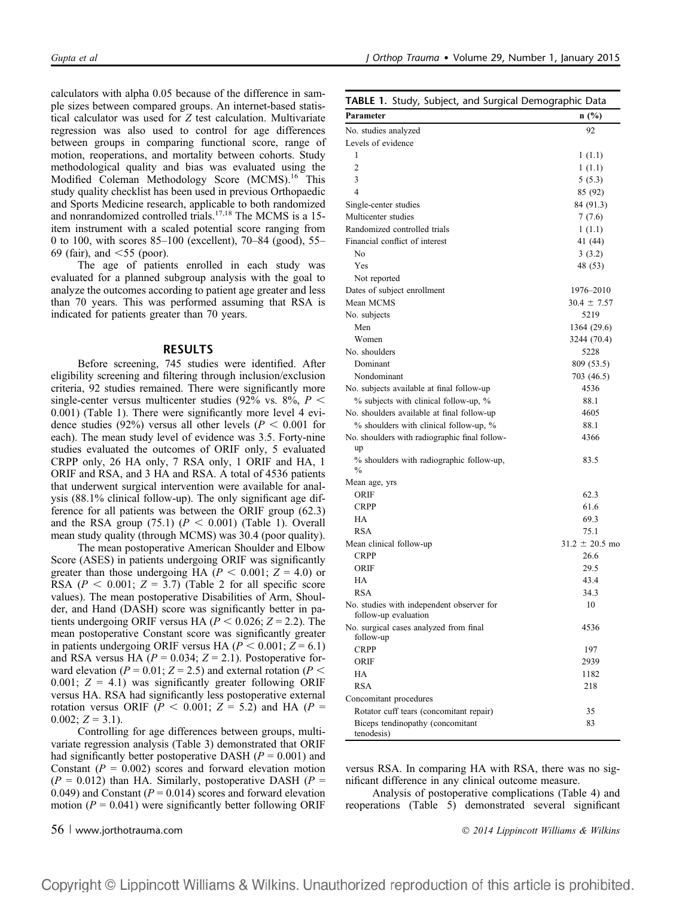calculators with alpha 0.05 because of the difference in sample sizes between compared groups. An internet-based statistical calculator was used for $Z$ test calculation. Multivariate regression was also used to control for age differences between groups in comparing functional score, range of motion, reoperations, and mortality between cohorts. Study methodological quality and bias was evaluated using the Modified Coleman Methodology Score (MCMS).[16] This study quality checklist has been used in previous Orthopaedic and Sports Medicine research, applicable to both randomized and nonrandomized controlled trials.[17,18] The MCMS is a 15-item instrument with a scaled potential score ranging from 0 to 100, with scores 85–100 (excellent), 70–84 (good), 55–69 (fair), and <55 (poor).

The age of patients enrolled in each study was evaluated for a planned subgroup analysis with the goal to analyze the outcomes according to patient age greater and less than 70 years. This was performed assuming that RSA is indicated for patients greater than 70 years.

## RESULTS

Before screening, 745 studies were identified. After eligibility screening and filtering through inclusion/exclusion criteria, 92 studies remained. There were significantly more single-center versus multicenter studies (92% vs. 8%, $P < 0.001$) (Table 1). There were significantly more level 4 evidence studies (92%) versus all other levels ($P < 0.001$ for each). The mean study level of evidence was 3.5. Forty-nine studies evaluated the outcomes of ORIF only, 5 evaluated CRPP only, 26 HA only, 7 RSA only, 1 ORIF and HA, 1 ORIF and RSA, and 3 HA and RSA. A total of 4536 patients that underwent surgical intervention were available for analysis (88.1% clinical follow-up). The only significant age difference for all patients was between the ORIF group (62.3) and the RSA group (75.1) ($P < 0.001$) (Table 1). Overall mean study quality (through MCMS) was 30.4 (poor quality).

The mean postoperative American Shoulder and Elbow Score (ASES) in patients undergoing ORIF was significantly greater than those undergoing HA ($P < 0.001$; $Z = 4.0$) or RSA ($P < 0.001$; $Z = 3.7$) (Table 2 for all specific score values). The mean postoperative Disabilities of Arm, Shoulder, and Hand (DASH) score was significantly better in patients undergoing ORIF versus HA ($P < 0.026$; $Z = 2.2$). The mean postoperative Constant score was significantly greater in patients undergoing ORIF versus HA ($P < 0.001$; $Z = 6.1$) and RSA versus HA ($P = 0.034$; $Z = 2.1$). Postoperative forward elevation ($P = 0.01$; $Z = 2.5$) and external rotation ($P < 0.001$; $Z = 4.1$) was significantly greater following ORIF versus HA. RSA had significantly less postoperative external rotation versus ORIF ($P < 0.001$; $Z = 5.2$) and HA ($P = 0.002$; $Z = 3.1$).

Controlling for age differences between groups, multivariate regression analysis (Table 3) demonstrated that ORIF had significantly better postoperative DASH ($P = 0.001$) and Constant ($P = 0.002$) scores and forward elevation motion ($P = 0.012$) than HA. Similarly, postoperative DASH ($P = 0.049$) and Constant ($P = 0.014$) scores and forward elevation motion ($P = 0.041$) were significantly better following ORIF versus RSA. In comparing HA with RSA, there was no significant difference in any clinical outcome measure.

Analysis of postoperative complications (Table 4) and reoperations (Table 5) demonstrated several significant

**TABLE 1.** Study, Subject, and Surgical Demographic Data

| Parameter | n (%) |
|---|---|
| No. studies analyzed | 92 |
| Levels of evidence | |
| 1 | 1 (1.1) |
| 2 | 1 (1.1) |
| 3 | 5 (5.3) |
| 4 | 85 (92) |
| Single-center studies | 84 (91.3) |
| Multicenter studies | 7 (7.6) |
| Randomized controlled trials | 1 (1.1) |
| Financial conflict of interest | 41 (44) |
| No | 3 (3.2) |
| Yes | 48 (53) |
| Not reported | |
| Dates of subject enrollment | 1976–2010 |
| Mean MCMS | 30.4 ± 7.57 |
| No. subjects | 5219 |
| Men | 1364 (29.6) |
| Women | 3244 (70.4) |
| No. shoulders | 5228 |
| Dominant | 809 (53.5) |
| Nondominant | 703 (46.5) |
| No. subjects available at final follow-up | 4536 |
| % subjects with clinical follow-up, % | 88.1 |
| No. shoulders available at final follow-up | 4605 |
| % shoulders with clinical follow-up, % | 88.1 |
| No. shoulders with radiographic final follow-up | 4366 |
| % shoulders with radiographic follow-up, % | 83.5 |
| Mean age, yrs | |
| ORIF | 62.3 |
| CRPP | 61.6 |
| HA | 69.3 |
| RSA | 75.1 |
| Mean clinical follow-up | 31.2 ± 20.5 mo |
| CRPP | 26.6 |
| ORIF | 29.5 |
| HA | 43.4 |
| RSA | 34.3 |
| No. studies with independent observer for follow-up evaluation | 10 |
| No. surgical cases analyzed from final follow-up | 4536 |
| CRPP | 197 |
| ORIF | 2939 |
| HA | 1182 |
| RSA | 218 |
| Concomitant procedures | |
| Rotator cuff tears (concomitant repair) | 35 |
| Biceps tendinopathy (concomitant tenodesis) | 83 |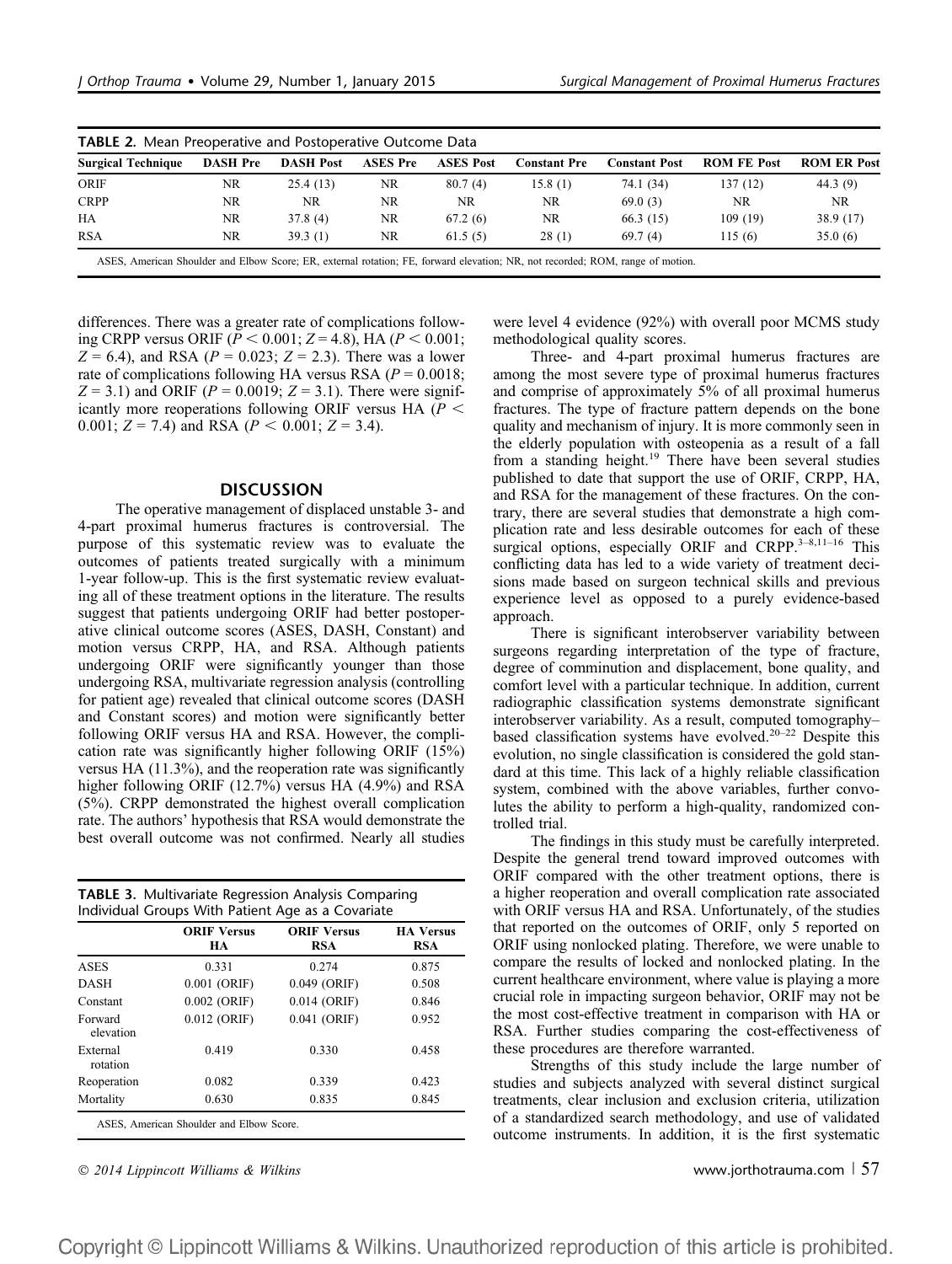**TABLE 2.** Mean Preoperative and Postoperative Outcome Data

| Surgical Technique | DASH Pre | DASH Post | ASES Pre | ASES Post | Constant Pre | Constant Post | ROM FE Post | ROM ER Post |
|---|---|---|---|---|---|---|---|---|
| ORIF | NR | 25.4 (13) | NR | 80.7 (4) | 15.8 (1) | 74.1 (34) | 137 (12) | 44.3 (9) |
| CRPP | NR | NR | NR | NR | NR | 69.0 (3) | NR | NR |
| HA | NR | 37.8 (4) | NR | 67.2 (6) | NR | 66.3 (15) | 109 (19) | 38.9 (17) |
| RSA | NR | 39.3 (1) | NR | 61.5 (5) | 28 (1) | 69.7 (4) | 115 (6) | 35.0 (6) |

ASES, American Shoulder and Elbow Score; ER, external rotation; FE, forward elevation; NR, not recorded; ROM, range of motion.

differences. There was a greater rate of complications following CRPP versus ORIF ($P < 0.001$; $Z = 4.8$), HA ($P < 0.001$; $Z = 6.4$), and RSA ($P = 0.023$; $Z = 2.3$). There was a lower rate of complications following HA versus RSA ($P = 0.0018$; $Z = 3.1$) and ORIF ($P = 0.0019$; $Z = 3.1$). There were significantly more reoperations following ORIF versus HA ($P < 0.001$; $Z = 7.4$) and RSA ($P < 0.001$; $Z = 3.4$).

## DISCUSSION

The operative management of displaced unstable 3- and 4-part proximal humerus fractures is controversial. The purpose of this systematic review was to evaluate the outcomes of patients treated surgically with a minimum 1-year follow-up. This is the first systematic review evaluating all of these treatment options in the literature. The results suggest that patients undergoing ORIF had better postoperative clinical outcome scores (ASES, DASH, Constant) and motion versus CRPP, HA, and RSA. Although patients undergoing ORIF were significantly younger than those undergoing RSA, multivariate regression analysis (controlling for patient age) revealed that clinical outcome scores (DASH and Constant scores) and motion were significantly better following ORIF versus HA and RSA. However, the complication rate was significantly higher following ORIF (15%) versus HA (11.3%), and the reoperation rate was significantly higher following ORIF (12.7%) versus HA (4.9%) and RSA (5%). CRPP demonstrated the highest overall complication rate. The authors' hypothesis that RSA would demonstrate the best overall outcome was not confirmed. Nearly all studies were level 4 evidence (92%) with overall poor MCMS study methodological quality scores.

**TABLE 3.** Multivariate Regression Analysis Comparing Individual Groups With Patient Age as a Covariate

| | ORIF Versus HA | ORIF Versus RSA | HA Versus RSA |
|---|---|---|---|
| ASES | 0.331 | 0.274 | 0.875 |
| DASH | 0.001 (ORIF) | 0.049 (ORIF) | 0.508 |
| Constant | 0.002 (ORIF) | 0.014 (ORIF) | 0.846 |
| Forward elevation | 0.012 (ORIF) | 0.041 (ORIF) | 0.952 |
| External rotation | 0.419 | 0.330 | 0.458 |
| Reoperation | 0.082 | 0.339 | 0.423 |
| Mortality | 0.630 | 0.835 | 0.845 |

ASES, American Shoulder and Elbow Score.

Three- and 4-part proximal humerus fractures are among the most severe type of proximal humerus fractures and comprise of approximately 5% of all proximal humerus fractures. The type of fracture pattern depends on the bone quality and mechanism of injury. It is more commonly seen in the elderly population with osteopenia as a result of a fall from a standing height.[19] There have been several studies published to date that support the use of ORIF, CRPP, HA, and RSA for the management of these fractures. On the contrary, there are several studies that demonstrate a high complication rate and less desirable outcomes for each of these surgical options, especially ORIF and CRPP.[3–8,11–16] This conflicting data has led to a wide variety of treatment decisions made based on surgeon technical skills and previous experience level as opposed to a purely evidence-based approach.

There is significant interobserver variability between surgeons regarding interpretation of the type of fracture, degree of comminution and displacement, bone quality, and comfort level with a particular technique. In addition, current radiographic classification systems demonstrate significant interobserver variability. As a result, computed tomography–based classification systems have evolved.[20–22] Despite this evolution, no single classification is considered the gold standard at this time. This lack of a highly reliable classification system, combined with the above variables, further convolutes the ability to perform a high-quality, randomized controlled trial.

The findings in this study must be carefully interpreted. Despite the general trend toward improved outcomes with ORIF compared with the other treatment options, there is a higher reoperation and overall complication rate associated with ORIF versus HA and RSA. Unfortunately, of the studies that reported on the outcomes of ORIF, only 5 reported on ORIF using nonlocked plating. Therefore, we were unable to compare the results of locked and nonlocked plating. In the current healthcare environment, where value is playing a more crucial role in impacting surgeon behavior, ORIF may not be the most cost-effective treatment in comparison with HA or RSA. Further studies comparing the cost-effectiveness of these procedures are therefore warranted.

Strengths of this study include the large number of studies and subjects analyzed with several distinct surgical treatments, clear inclusion and exclusion criteria, utilization of a standardized search methodology, and use of validated outcome instruments. In addition, it is the first systematic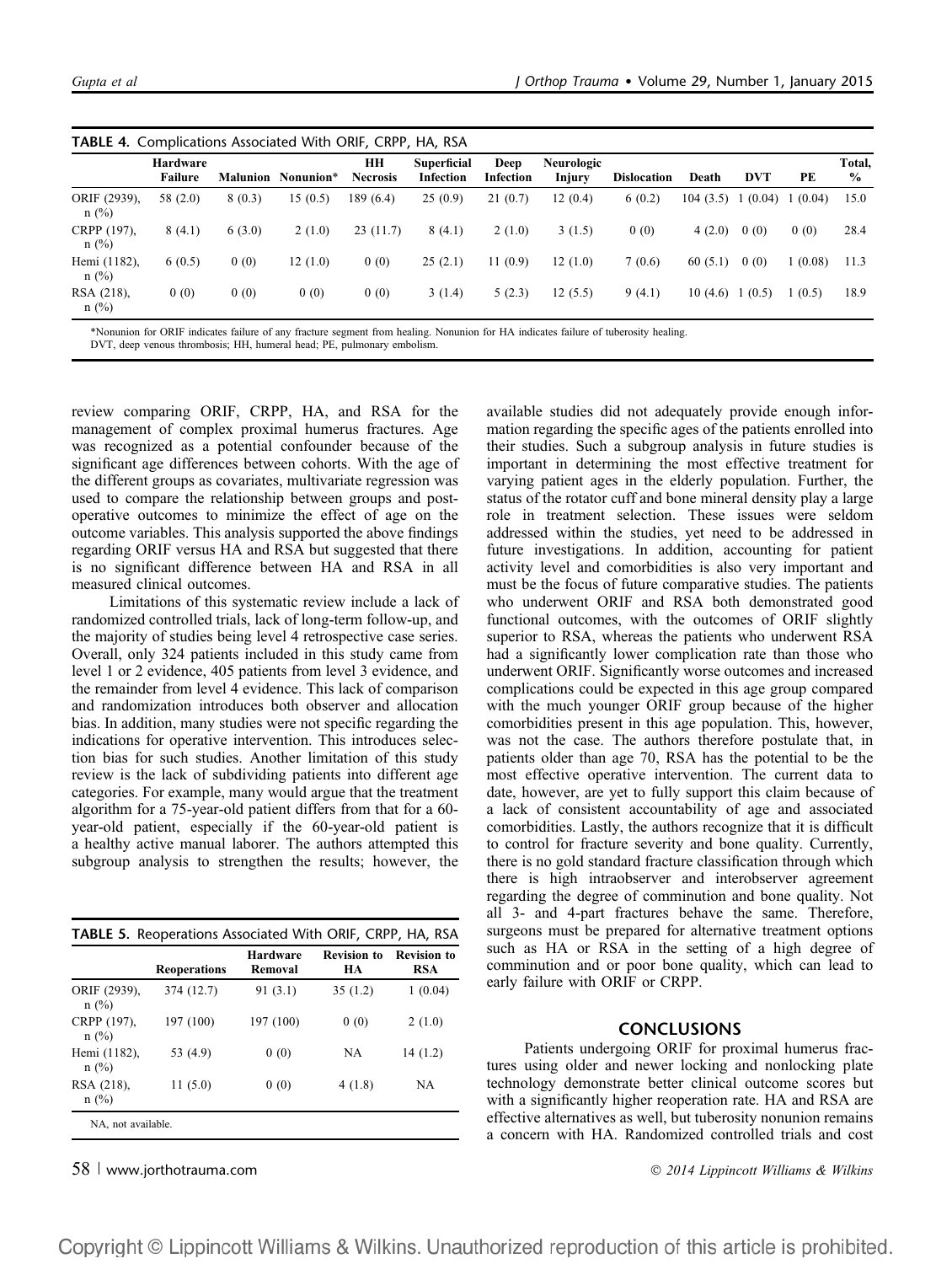**TABLE 4.** Complications Associated With ORIF, CRPP, HA, RSA

| | Hardware Failure | Malunion | Nonunion* | HH Necrosis | Superficial Infection | Deep Infection | Neurologic Injury | Dislocation | Death | DVT | PE | Total, % |
|---|---|---|---|---|---|---|---|---|---|---|---|---|
| ORIF (2939), n (%) | 58 (2.0) | 8 (0.3) | 15 (0.5) | 189 (6.4) | 25 (0.9) | 21 (0.7) | 12 (0.4) | 6 (0.2) | 104 (3.5) | 1 (0.04) | 1 (0.04) | 15.0 |
| CRPP (197), n (%) | 8 (4.1) | 6 (3.0) | 2 (1.0) | 23 (11.7) | 8 (4.1) | 2 (1.0) | 3 (1.5) | 0 (0) | 4 (2.0) | 0 (0) | 0 (0) | 28.4 |
| Hemi (1182), n (%) | 6 (0.5) | 0 (0) | 12 (1.0) | 0 (0) | 25 (2.1) | 11 (0.9) | 12 (1.0) | 7 (0.6) | 60 (5.1) | 0 (0) | 1 (0.08) | 11.3 |
| RSA (218), n (%) | 0 (0) | 0 (0) | 0 (0) | 0 (0) | 3 (1.4) | 5 (2.3) | 12 (5.5) | 9 (4.1) | 10 (4.6) | 1 (0.5) | 1 (0.5) | 18.9 |

*Nonunion for ORIF indicates failure of any fracture segment from healing. Nonunion for HA indicates failure of tuberosity healing.
DVT, deep venous thrombosis; HH, humeral head; PE, pulmonary embolism.

review comparing ORIF, CRPP, HA, and RSA for the management of complex proximal humerus fractures. Age was recognized as a potential confounder because of the significant age differences between cohorts. With the age of the different groups as covariates, multivariate regression was used to compare the relationship between groups and postoperative outcomes to minimize the effect of age on the outcome variables. This analysis supported the above findings regarding ORIF versus HA and RSA but suggested that there is no significant difference between HA and RSA in all measured clinical outcomes.

Limitations of this systematic review include a lack of randomized controlled trials, lack of long-term follow-up, and the majority of studies being level 4 retrospective case series. Overall, only 324 patients included in this study came from level 1 or 2 evidence, 405 patients from level 3 evidence, and the remainder from level 4 evidence. This lack of comparison and randomization introduces both observer and allocation bias. In addition, many studies were not specific regarding the indications for operative intervention. This introduces selection bias for such studies. Another limitation of this study review is the lack of subdividing patients into different age categories. For example, many would argue that the treatment algorithm for a 75-year-old patient differs from that for a 60-year-old patient, especially if the 60-year-old patient is a healthy active manual laborer. The authors attempted this subgroup analysis to strengthen the results; however, the available studies did not adequately provide enough information regarding the specific ages of the patients enrolled into their studies. Such a subgroup analysis in future studies is important in determining the most effective treatment for varying patient ages in the elderly population. Further, the status of the rotator cuff and bone mineral density play a large role in treatment selection. These issues were seldom addressed within the studies, yet need to be addressed in future investigations. In addition, accounting for patient activity level and comorbidities is also very important and must be the focus of future comparative studies. The patients who underwent ORIF and RSA both demonstrated good functional outcomes, with the outcomes of ORIF slightly superior to RSA, whereas the patients who underwent RSA had a significantly lower complication rate than those who underwent ORIF. Significantly worse outcomes and increased complications could be expected in this age group compared with the much younger ORIF group because of the higher comorbidities present in this age population. This, however, was not the case. The authors therefore postulate that, in patients older than age 70, RSA has the potential to be the most effective operative intervention. The current data to date, however, are yet to fully support this claim because of a lack of consistent accountability of age and associated comorbidities. Lastly, the authors recognize that it is difficult to control for fracture severity and bone quality. Currently, there is no gold standard fracture classification through which there is high intraobserver and interobserver agreement regarding the degree of comminution and bone quality. Not all 3- and 4-part fractures behave the same. Therefore, surgeons must be prepared for alternative treatment options such as HA or RSA in the setting of a high degree of comminution and or poor bone quality, which can lead to early failure with ORIF or CRPP.

**TABLE 5.** Reoperations Associated With ORIF, CRPP, HA, RSA

| | Reoperations | Hardware Removal | Revision to HA | Revision to RSA |
|---|---|---|---|---|
| ORIF (2939), n (%) | 374 (12.7) | 91 (3.1) | 35 (1.2) | 1 (0.04) |
| CRPP (197), n (%) | 197 (100) | 197 (100) | 0 (0) | 2 (1.0) |
| Hemi (1182), n (%) | 53 (4.9) | 0 (0) | NA | 14 (1.2) |
| RSA (218), n (%) | 11 (5.0) | 0 (0) | 4 (1.8) | NA |

NA, not available.

## CONCLUSIONS

Patients undergoing ORIF for proximal humerus fractures using older and newer locking and nonlocking plate technology demonstrate better clinical outcome scores but with a significantly higher reoperation rate. HA and RSA are effective alternatives as well, but tuberosity nonunion remains a concern with HA. Randomized controlled trials and cost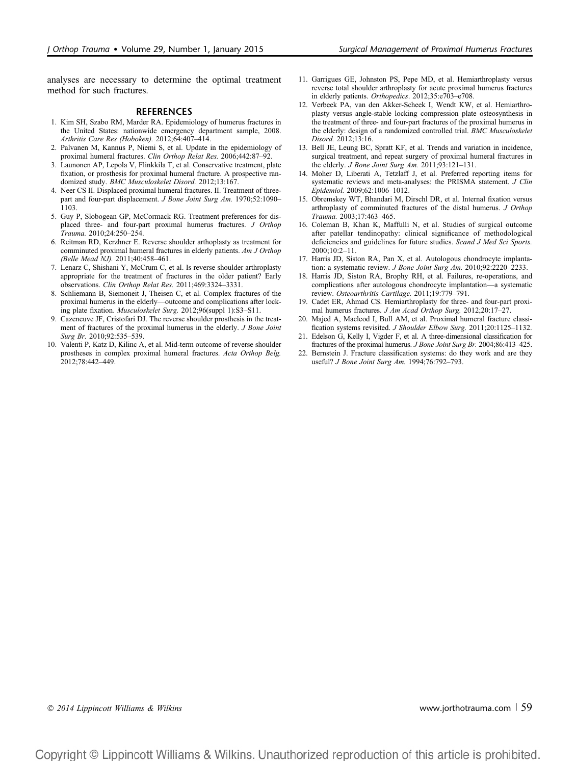analyses are necessary to determine the optimal treatment method for such fractures.

## REFERENCES

1. Kim SH, Szabo RM, Marder RA. Epidemiology of humerus fractures in the United States: nationwide emergency department sample, 2008. *Arthritis Care Res (Hoboken).* 2012;64:407–414.
2. Palvanen M, Kannus P, Niemi S, et al. Update in the epidemiology of proximal humeral fractures. *Clin Orthop Relat Res.* 2006;442:87–92.
3. Launonen AP, Lepola V, Flinkkila T, et al. Conservative treatment, plate fixation, or prosthesis for proximal humeral fracture. A prospective randomized study. *BMC Musculoskelet Disord.* 2012;13:167.
4. Neer CS II. Displaced proximal humeral fractures. II. Treatment of three-part and four-part displacement. *J Bone Joint Surg Am.* 1970;52:1090–1103.
5. Guy P, Slobogean GP, McCormack RG. Treatment preferences for displaced three- and four-part proximal humerus fractures. *J Orthop Trauma.* 2010;24:250–254.
6. Reitman RD, Kerzhner E. Reverse shoulder arthoplasty as treatment for comminuted proximal humeral fractures in elderly patients. *Am J Orthop (Belle Mead NJ).* 2011;40:458–461.
7. Lenarz C, Shishani Y, McCrum C, et al. Is reverse shoulder arthroplasty appropriate for the treatment of fractures in the older patient? Early observations. *Clin Orthop Relat Res.* 2011;469:3324–3331.
8. Schliemann B, Siemoneit J, Theisen C, et al. Complex fractures of the proximal humerus in the elderly—outcome and complications after locking plate fixation. *Musculoskelet Surg.* 2012;96(suppl 1):S3–S11.
9. Cazeneuve JF, Cristofari DJ. The reverse shoulder prosthesis in the treatment of fractures of the proximal humerus in the elderly. *J Bone Joint Surg Br.* 2010;92:535–539.
10. Valenti P, Katz D, Kilinc A, et al. Mid-term outcome of reverse shoulder prostheses in complex proximal humeral fractures. *Acta Orthop Belg.* 2012;78:442–449.
11. Garrigues GE, Johnston PS, Pepe MD, et al. Hemiarthroplasty versus reverse total shoulder arthroplasty for acute proximal humerus fractures in elderly patients. *Orthopedics*. 2012;35:e703–e708.
12. Verbeek PA, van den Akker-Scheek I, Wendt KW, et al. Hemiarthroplasty versus angle-stable locking compression plate osteosynthesis in the treatment of three- and four-part fractures of the proximal humerus in the elderly: design of a randomized controlled trial. *BMC Musculoskelet Disord.* 2012;13:16.
13. Bell JE, Leung BC, Spratt KF, et al. Trends and variation in incidence, surgical treatment, and repeat surgery of proximal humeral fractures in the elderly. *J Bone Joint Surg Am.* 2011;93:121–131.
14. Moher D, Liberati A, Tetzlaff J, et al. Preferred reporting items for systematic reviews and meta-analyses: the PRISMA statement. *J Clin Epidemiol.* 2009;62:1006–1012.
15. Obremskey WT, Bhandari M, Dirschl DR, et al. Internal fixation versus arthroplasty of comminuted fractures of the distal humerus. *J Orthop Trauma.* 2003;17:463–465.
16. Coleman B, Khan K, Maffulli N, et al. Studies of surgical outcome after patellar tendinopathy: clinical significance of methodological deficiencies and guidelines for future studies. *Scand J Med Sci Sports.* 2000;10:2–11.
17. Harris JD, Siston RA, Pan X, et al. Autologous chondrocyte implantation: a systematic review. *J Bone Joint Surg Am.* 2010;92:2220–2233.
18. Harris JD, Siston RA, Brophy RH, et al. Failures, re-operations, and complications after autologous chondrocyte implantation—a systematic review. *Osteoarthritis Cartilage.* 2011;19:779–791.
19. Cadet ER, Ahmad CS. Hemiarthroplasty for three- and four-part proximal humerus fractures. *J Am Acad Orthop Surg.* 2012;20:17–27.
20. Majed A, Macleod I, Bull AM, et al. Proximal humeral fracture classification systems revisited. *J Shoulder Elbow Surg.* 2011;20:1125–1132.
21. Edelson G, Kelly I, Vigder F, et al. A three-dimensional classification for fractures of the proximal humerus. *J Bone Joint Surg Br.* 2004;86:413–425.
22. Bernstein J. Fracture classification systems: do they work and are they useful? *J Bone Joint Surg Am.* 1994;76:792–793.